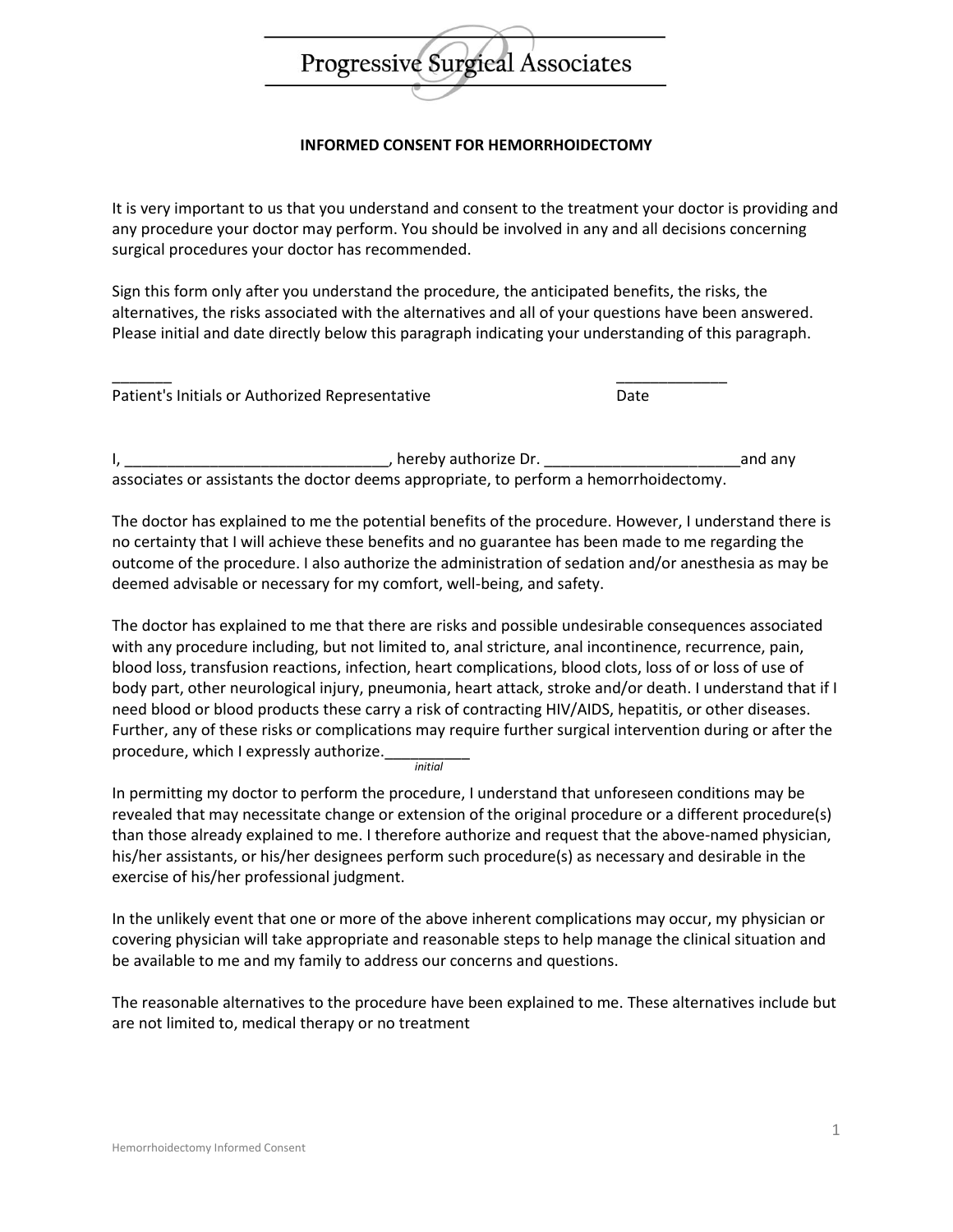# Progressive Surgical Associates

## INFORMED CONSENT FOR HEMORRHOIDECTOMY

It is very important to us that you understand and consent to the treatment your doctor is providing and any procedure your doctor may perform. You should be involved in any and all decisions concerning surgical procedures your doctor has recommended.

Sign this form only after you understand the procedure, the anticipated benefits, the risks, the alternatives, the risks associated with the alternatives and all of your questions have been answered. Please initial and date directly below this paragraph indicating your understanding of this paragraph.

_______ Patient's Initials or Authorized Representative

_____________ Date

I, _______________________________, hereby authorize Dr. _______________________and any associates or assistants the doctor deems appropriate, to perform a hemorrhoidectomy.

The doctor has explained to me the potential benefits of the procedure. However, I understand there is no certainty that I will achieve these benefits and no guarantee has been made to me regarding the outcome of the procedure. I also authorize the administration of sedation and/or anesthesia as may be deemed advisable or necessary for my comfort, well-being, and safety.

The doctor has explained to me that there are risks and possible undesirable consequences associated with any procedure including, but not limited to, anal stricture, anal incontinence, recurrence, pain, blood loss, transfusion reactions, infection, heart complications, blood clots, loss of or loss of use of body part, other neurological injury, pneumonia, heart attack, stroke and/or death. I understand that if I need blood or blood products these carry a risk of contracting HIV/AIDS, hepatitis, or other diseases. Further, any of these risks or complications may require further surgical intervention during or after the procedure, which I expressly authorize.__________ *initial*

In permitting my doctor to perform the procedure, I understand that unforeseen conditions may be revealed that may necessitate change or extension of the original procedure or a different procedure(s) than those already explained to me. I therefore authorize and request that the above-named physician, his/her assistants, or his/her designees perform such procedure(s) as necessary and desirable in the exercise of his/her professional judgment.

In the unlikely event that one or more of the above inherent complications may occur, my physician or covering physician will take appropriate and reasonable steps to help manage the clinical situation and be available to me and my family to address our concerns and questions.

The reasonable alternatives to the procedure have been explained to me. These alternatives include but are not limited to, medical therapy or no treatment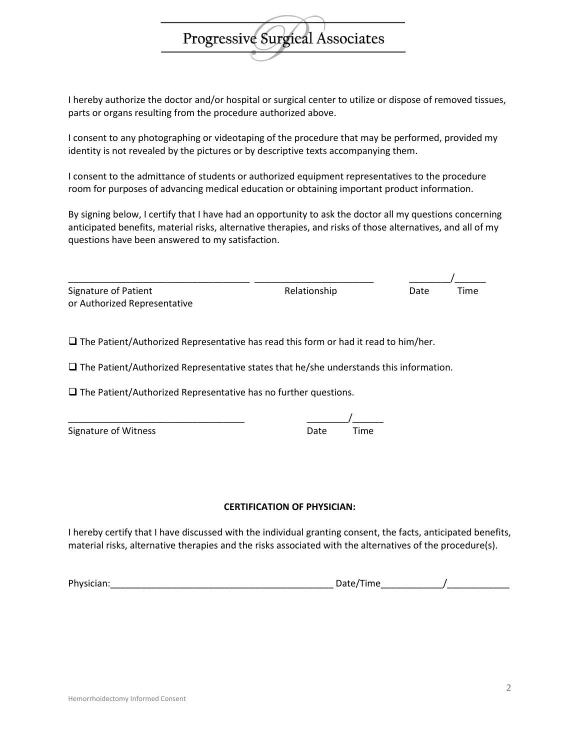I hereby authorize the doctor and/or hospital or surgical center to utilize or dispose of removed tissues, parts or organs resulting from the procedure authorized above.

I consent to any photographing or videotaping of the procedure that may be performed, provided my identity is not revealed by the pictures or by descriptive texts accompanying them.

I consent to the admittance of students or authorized equipment representatives to the procedure room for purposes of advancing medical education or obtaining important product information.

By signing below, I certify that I have had an opportunity to ask the doctor all my questions concerning anticipated benefits, material risks, alternative therapies, and risks of those alternatives, and all of my questions have been answered to my satisfaction.

___________________________________ ______________________ ________/______

Signature of Patient or Authorized Representative — Relationship — Date — Time

❑ The Patient/Authorized Representative has read this form or had it read to him/her.

❑ The Patient/Authorized Representative states that he/she understands this information.

❑ The Patient/Authorized Representative has no further questions.

__________________________________ ________/______

Signature of Witness — Date — Time

**CERTIFICATION OF PHYSICIAN:**

I hereby certify that I have discussed with the individual granting consent, the facts, anticipated benefits, material risks, alternative therapies and the risks associated with the alternatives of the procedure(s).

Physician:____________________________________________ Date/Time____________/____________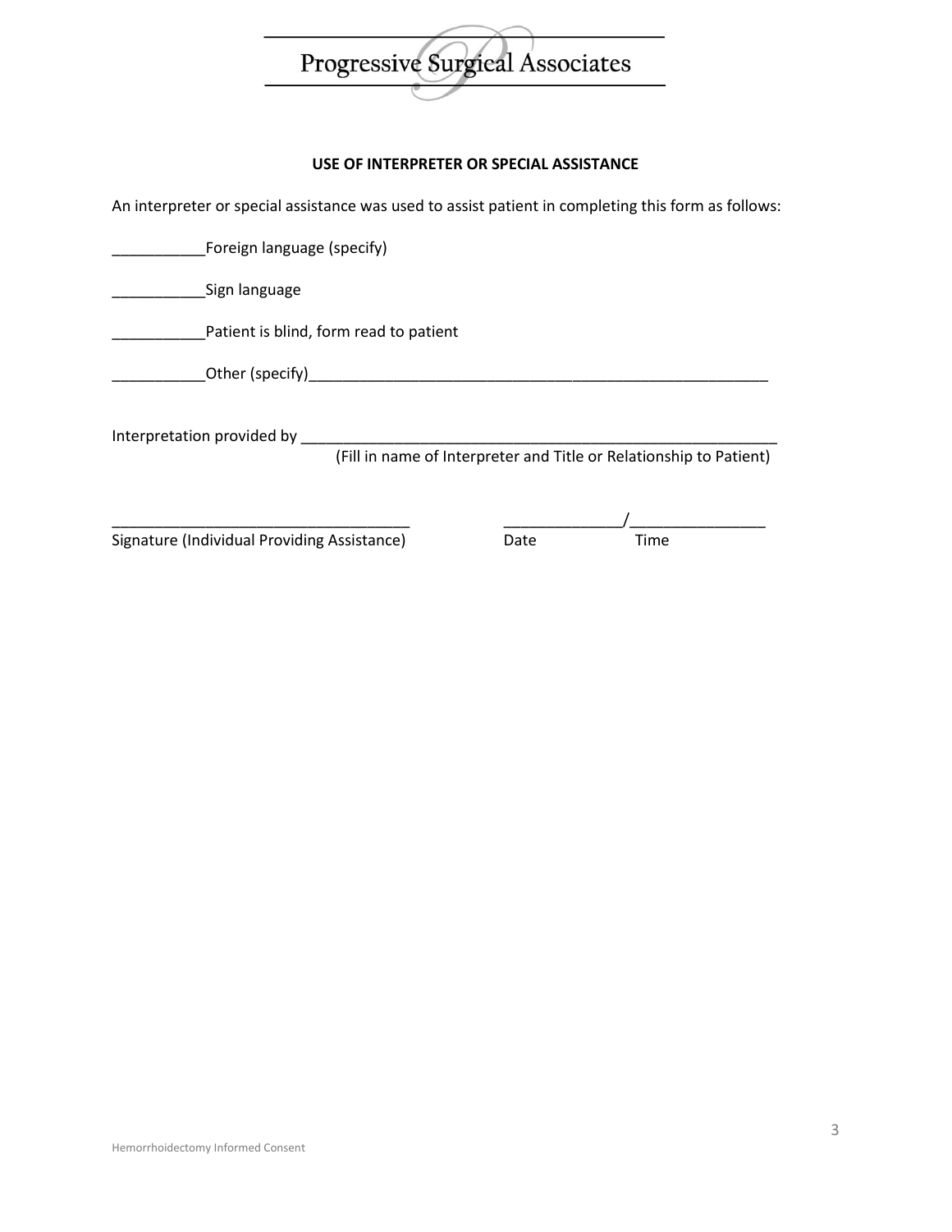Progressive Surgical Associates

**USE OF INTERPRETER OR SPECIAL ASSISTANCE**

An interpreter or special assistance was used to assist patient in completing this form as follows:

___________Foreign language (specify)

___________Sign language

___________Patient is blind, form read to patient

___________Other (specify)_________________________________________________________

Interpretation provided by ___________________________________________________________
(Fill in name of Interpreter and Title or Relationship to Patient)

___________________________________ ______________/________________
Signature (Individual Providing Assistance) Date Time